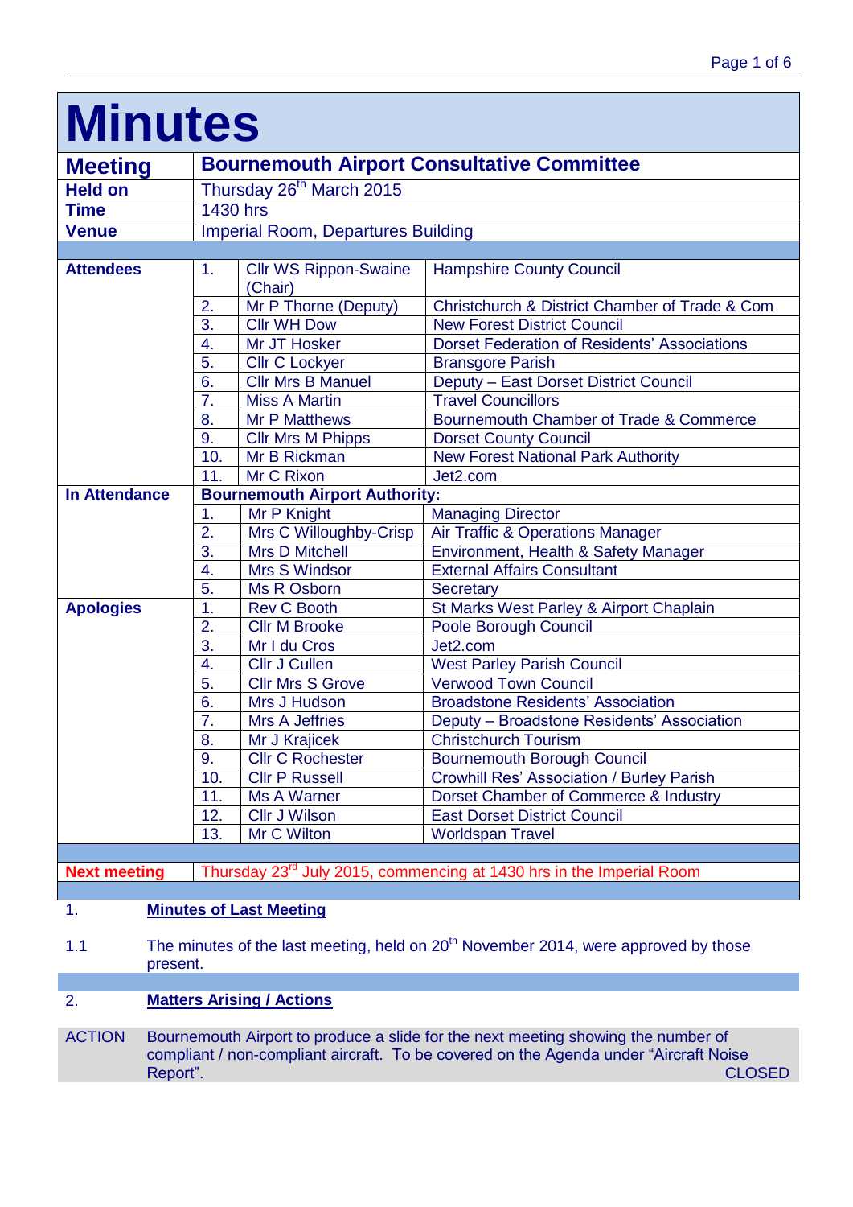# Minutes

| | | |
|---|---|---|
| **Meeting** | **Bournemouth Airport Consultative Committee** | |
| **Held on** | Thursday 26th March 2015 | |
| **Time** | 1430 hrs | |
| **Venue** | Imperial Room, Departures Building | |

| | | | |
|---|---|---|---|
| **Attendees** | 1. | Cllr WS Rippon-Swaine (Chair) | Hampshire County Council |
| | 2. | Mr P Thorne (Deputy) | Christchurch & District Chamber of Trade & Com |
| | 3. | Cllr WH Dow | New Forest District Council |
| | 4. | Mr JT Hosker | Dorset Federation of Residents' Associations |
| | 5. | Cllr C Lockyer | Bransgore Parish |
| | 6. | Cllr Mrs B Manuel | Deputy – East Dorset District Council |
| | 7. | Miss A Martin | Travel Councillors |
| | 8. | Mr P Matthews | Bournemouth Chamber of Trade & Commerce |
| | 9. | Cllr Mrs M Phipps | Dorset County Council |
| | 10. | Mr B Rickman | New Forest National Park Authority |
| | 11. | Mr C Rixon | Jet2.com |
| **In Attendance** | **Bournemouth Airport Authority:** | | |
| | 1. | Mr P Knight | Managing Director |
| | 2. | Mrs C Willoughby-Crisp | Air Traffic & Operations Manager |
| | 3. | Mrs D Mitchell | Environment, Health & Safety Manager |
| | 4. | Mrs S Windsor | External Affairs Consultant |
| | 5. | Ms R Osborn | Secretary |
| **Apologies** | 1. | Rev C Booth | St Marks West Parley & Airport Chaplain |
| | 2. | Cllr M Brooke | Poole Borough Council |
| | 3. | Mr I du Cros | Jet2.com |
| | 4. | Cllr J Cullen | West Parley Parish Council |
| | 5. | Cllr Mrs S Grove | Verwood Town Council |
| | 6. | Mrs J Hudson | Broadstone Residents' Association |
| | 7. | Mrs A Jeffries | Deputy – Broadstone Residents' Association |
| | 8. | Mr J Krajicek | Christchurch Tourism |
| | 9. | Cllr C Rochester | Bournemouth Borough Council |
| | 10. | Cllr P Russell | Crowhill Res' Association / Burley Parish |
| | 11. | Ms A Warner | Dorset Chamber of Commerce & Industry |
| | 12. | Cllr J Wilson | East Dorset District Council |
| | 13. | Mr C Wilton | Worldspan Travel |
| **Next meeting** | Thursday 23rd July 2015, commencing at 1430 hrs in the Imperial Room | | |

## 1. Minutes of Last Meeting

1.1 The minutes of the last meeting, held on 20th November 2014, were approved by those present.

## 2. Matters Arising / Actions

ACTION Bournemouth Airport to produce a slide for the next meeting showing the number of compliant / non-compliant aircraft. To be covered on the Agenda under "Aircraft Noise Report". CLOSED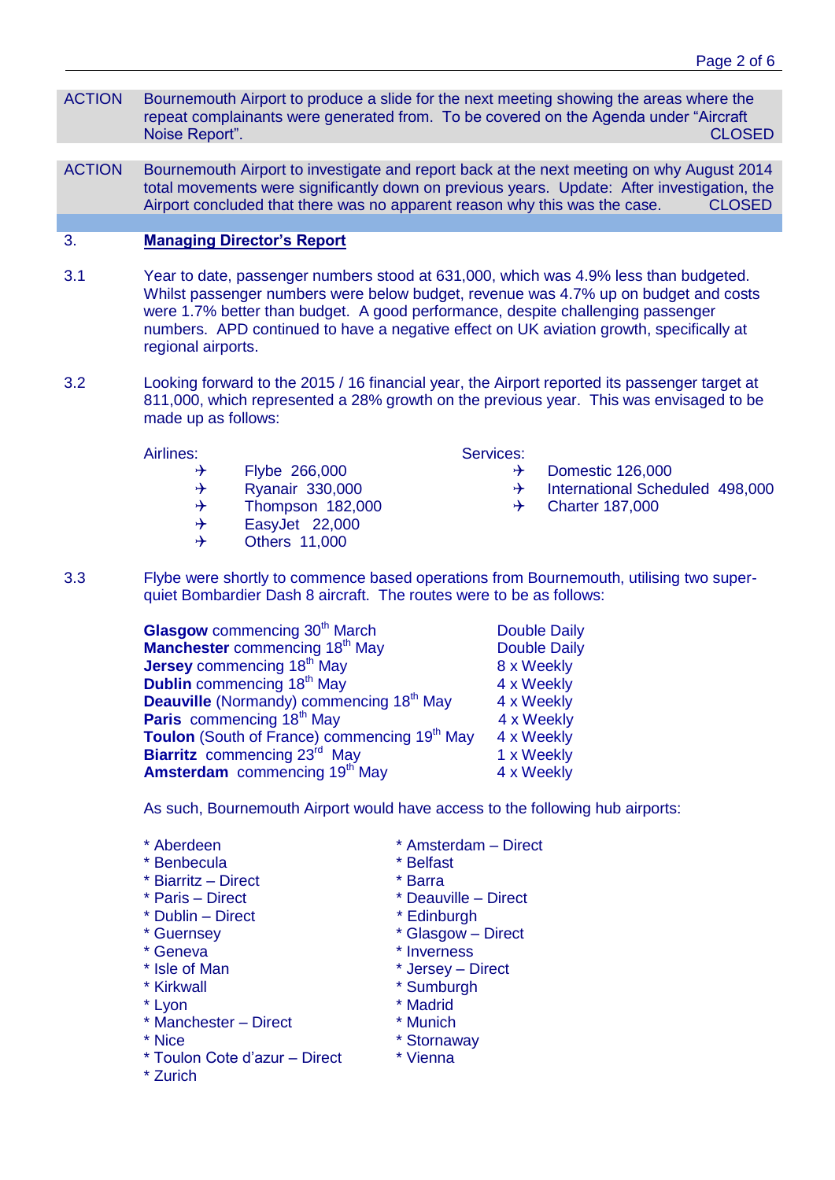| ACTION | Bournemouth Airport to produce a slide for the next meeting showing the areas where the repeat complainants were generated from. To be covered on the Agenda under "Aircraft Noise Report". CLOSED |
|---|---|

| ACTION | Bournemouth Airport to investigate and report back at the next meeting on why August 2014 total movements were significantly down on previous years. Update: After investigation, the Airport concluded that there was no apparent reason why this was the case. CLOSED |
|---|---|

## 3. Managing Director's Report

3.1 Year to date, passenger numbers stood at 631,000, which was 4.9% less than budgeted. Whilst passenger numbers were below budget, revenue was 4.7% up on budget and costs were 1.7% better than budget. A good performance, despite challenging passenger numbers. APD continued to have a negative effect on UK aviation growth, specifically at regional airports.

3.2 Looking forward to the 2015 / 16 financial year, the Airport reported its passenger target at 811,000, which represented a 28% growth on the previous year. This was envisaged to be made up as follows:

Airlines:

- Flybe 266,000
- Ryanair 330,000
- Thompson 182,000
- EasyJet 22,000
- Others 11,000

Services:

- Domestic 126,000
- International Scheduled 498,000
- Charter 187,000

3.3 Flybe were shortly to commence based operations from Bournemouth, utilising two super-quiet Bombardier Dash 8 aircraft. The routes were to be as follows:

| Route | Frequency |
|---|---|
| **Glasgow** commencing 30th March | Double Daily |
| **Manchester** commencing 18th May | Double Daily |
| **Jersey** commencing 18th May | 8 x Weekly |
| **Dublin** commencing 18th May | 4 x Weekly |
| **Deauville** (Normandy) commencing 18th May | 4 x Weekly |
| **Paris** commencing 18th May | 4 x Weekly |
| **Toulon** (South of France) commencing 19th May | 4 x Weekly |
| **Biarritz** commencing 23rd May | 1 x Weekly |
| **Amsterdam** commencing 19th May | 4 x Weekly |

As such, Bournemouth Airport would have access to the following hub airports:

- Aberdeen
- Benbecula
- Biarritz – Direct
- Paris – Direct
- Dublin – Direct
- Guernsey
- Geneva
- Isle of Man
- Kirkwall
- Lyon
- Manchester – Direct
- Nice
- Toulon Cote d'azur – Direct
- Zurich
- Amsterdam – Direct
- Belfast
- Barra
- Deauville – Direct
- Edinburgh
- Glasgow – Direct
- Inverness
- Jersey – Direct
- Sumburgh
- Madrid
- Munich
- Stornaway
- Vienna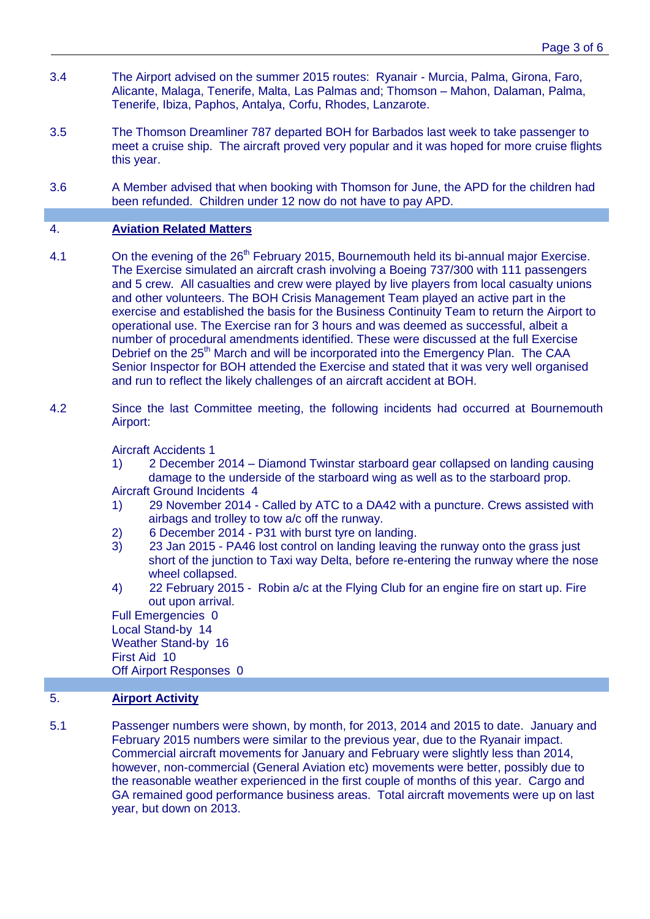3.4 The Airport advised on the summer 2015 routes: Ryanair - Murcia, Palma, Girona, Faro, Alicante, Malaga, Tenerife, Malta, Las Palmas and; Thomson – Mahon, Dalaman, Palma, Tenerife, Ibiza, Paphos, Antalya, Corfu, Rhodes, Lanzarote.

3.5 The Thomson Dreamliner 787 departed BOH for Barbados last week to take passenger to meet a cruise ship. The aircraft proved very popular and it was hoped for more cruise flights this year.

3.6 A Member advised that when booking with Thomson for June, the APD for the children had been refunded. Children under 12 now do not have to pay APD.

## 4. Aviation Related Matters

4.1 On the evening of the 26th February 2015, Bournemouth held its bi-annual major Exercise. The Exercise simulated an aircraft crash involving a Boeing 737/300 with 111 passengers and 5 crew. All casualties and crew were played by live players from local casualty unions and other volunteers. The BOH Crisis Management Team played an active part in the exercise and established the basis for the Business Continuity Team to return the Airport to operational use. The Exercise ran for 3 hours and was deemed as successful, albeit a number of procedural amendments identified. These were discussed at the full Exercise Debrief on the 25th March and will be incorporated into the Emergency Plan. The CAA Senior Inspector for BOH attended the Exercise and stated that it was very well organised and run to reflect the likely challenges of an aircraft accident at BOH.

4.2 Since the last Committee meeting, the following incidents had occurred at Bournemouth Airport:

Aircraft Accidents 1

1) 2 December 2014 – Diamond Twinstar starboard gear collapsed on landing causing damage to the underside of the starboard wing as well as to the starboard prop.

Aircraft Ground Incidents 4

1) 29 November 2014 - Called by ATC to a DA42 with a puncture. Crews assisted with airbags and trolley to tow a/c off the runway.
2) 6 December 2014 - P31 with burst tyre on landing.
3) 23 Jan 2015 - PA46 lost control on landing leaving the runway onto the grass just short of the junction to Taxi way Delta, before re-entering the runway where the nose wheel collapsed.
4) 22 February 2015 - Robin a/c at the Flying Club for an engine fire on start up. Fire out upon arrival.

Full Emergencies 0
Local Stand-by 14
Weather Stand-by 16
First Aid 10
Off Airport Responses 0

## 5. Airport Activity

5.1 Passenger numbers were shown, by month, for 2013, 2014 and 2015 to date. January and February 2015 numbers were similar to the previous year, due to the Ryanair impact. Commercial aircraft movements for January and February were slightly less than 2014, however, non-commercial (General Aviation etc) movements were better, possibly due to the reasonable weather experienced in the first couple of months of this year. Cargo and GA remained good performance business areas. Total aircraft movements were up on last year, but down on 2013.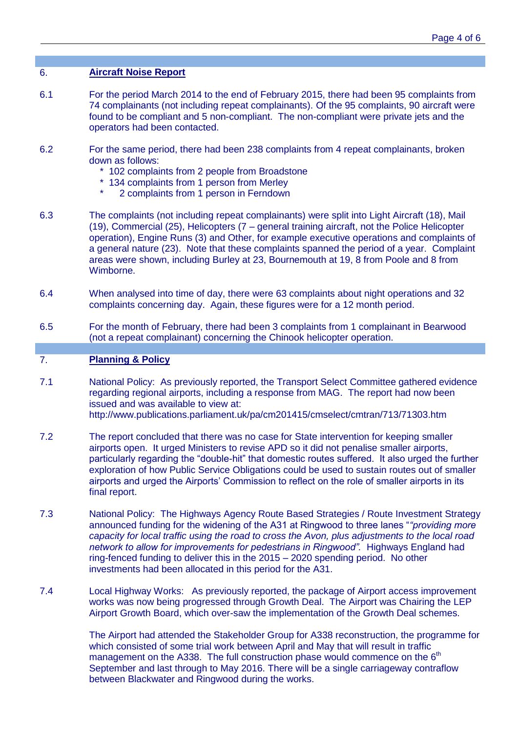## 6. Aircraft Noise Report

6.1 For the period March 2014 to the end of February 2015, there had been 95 complaints from 74 complainants (not including repeat complainants). Of the 95 complaints, 90 aircraft were found to be compliant and 5 non-compliant. The non-compliant were private jets and the operators had been contacted.

6.2 For the same period, there had been 238 complaints from 4 repeat complainants, broken down as follows:

- 102 complaints from 2 people from Broadstone
- 134 complaints from 1 person from Merley
- 2 complaints from 1 person in Ferndown

6.3 The complaints (not including repeat complainants) were split into Light Aircraft (18), Mail (19), Commercial (25), Helicopters (7 – general training aircraft, not the Police Helicopter operation), Engine Runs (3) and Other, for example executive operations and complaints of a general nature (23). Note that these complaints spanned the period of a year. Complaint areas were shown, including Burley at 23, Bournemouth at 19, 8 from Poole and 8 from Wimborne.

6.4 When analysed into time of day, there were 63 complaints about night operations and 32 complaints concerning day. Again, these figures were for a 12 month period.

6.5 For the month of February, there had been 3 complaints from 1 complainant in Bearwood (not a repeat complainant) concerning the Chinook helicopter operation.

## 7. Planning & Policy

7.1 National Policy: As previously reported, the Transport Select Committee gathered evidence regarding regional airports, including a response from MAG. The report had now been issued and was available to view at: http://www.publications.parliament.uk/pa/cm201415/cmselect/cmtran/713/71303.htm

7.2 The report concluded that there was no case for State intervention for keeping smaller airports open. It urged Ministers to revise APD so it did not penalise smaller airports, particularly regarding the "double-hit" that domestic routes suffered. It also urged the further exploration of how Public Service Obligations could be used to sustain routes out of smaller airports and urged the Airports' Commission to reflect on the role of smaller airports in its final report.

7.3 National Policy: The Highways Agency Route Based Strategies / Route Investment Strategy announced funding for the widening of the A31 at Ringwood to three lanes "*"providing more capacity for local traffic using the road to cross the Avon, plus adjustments to the local road network to allow for improvements for pedestrians in Ringwood"*. Highways England had ring-fenced funding to deliver this in the 2015 – 2020 spending period. No other investments had been allocated in this period for the A31.

7.4 Local Highway Works: As previously reported, the package of Airport access improvement works was now being progressed through Growth Deal. The Airport was Chairing the LEP Airport Growth Board, which over-saw the implementation of the Growth Deal schemes.

The Airport had attended the Stakeholder Group for A338 reconstruction, the programme for which consisted of some trial work between April and May that will result in traffic management on the A338. The full construction phase would commence on the 6th September and last through to May 2016. There will be a single carriageway contraflow between Blackwater and Ringwood during the works.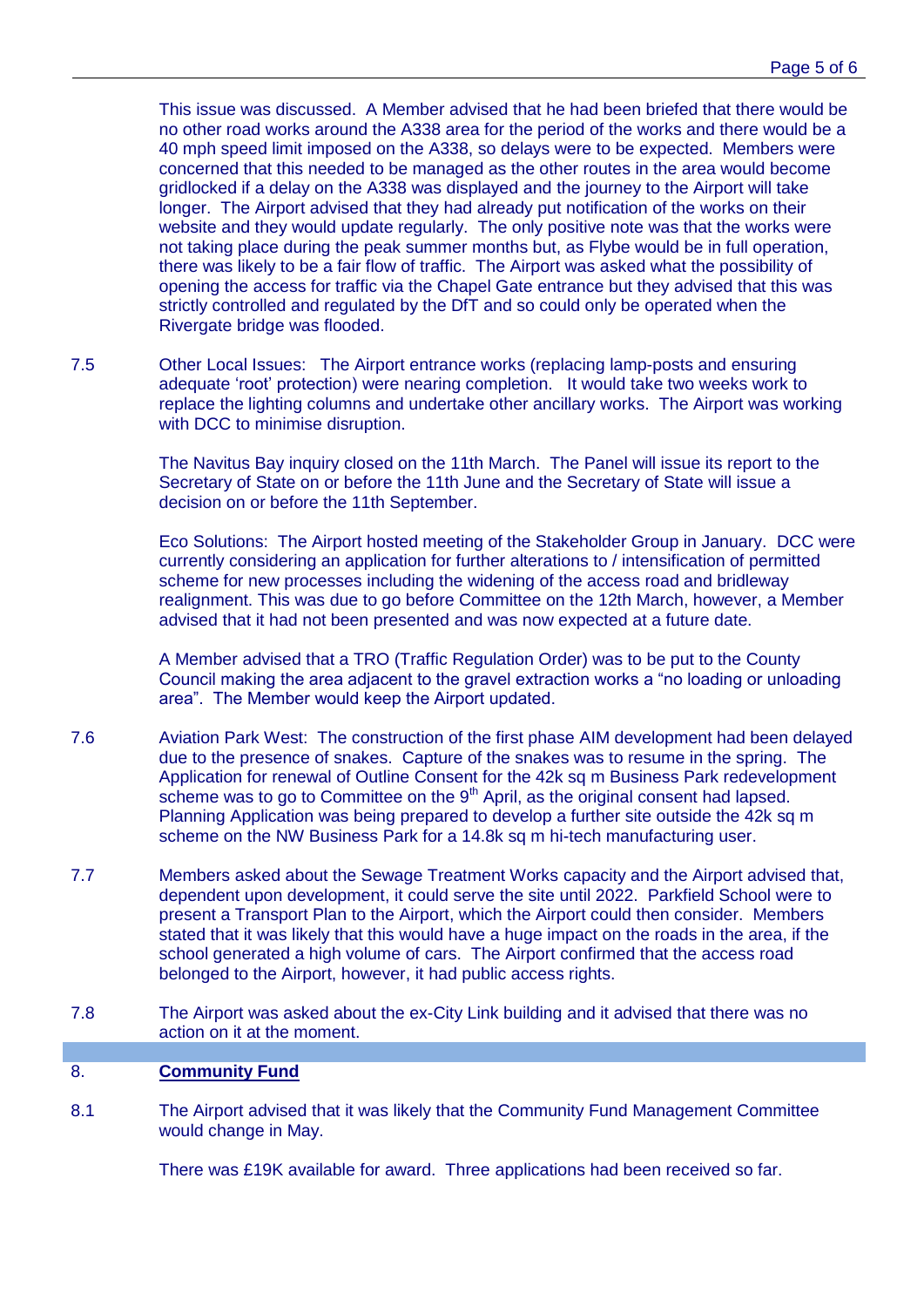This issue was discussed. A Member advised that he had been briefed that there would be no other road works around the A338 area for the period of the works and there would be a 40 mph speed limit imposed on the A338, so delays were to be expected. Members were concerned that this needed to be managed as the other routes in the area would become gridlocked if a delay on the A338 was displayed and the journey to the Airport will take longer. The Airport advised that they had already put notification of the works on their website and they would update regularly. The only positive note was that the works were not taking place during the peak summer months but, as Flybe would be in full operation, there was likely to be a fair flow of traffic. The Airport was asked what the possibility of opening the access for traffic via the Chapel Gate entrance but they advised that this was strictly controlled and regulated by the DfT and so could only be operated when the Rivergate bridge was flooded.

7.5 Other Local Issues: The Airport entrance works (replacing lamp-posts and ensuring adequate 'root' protection) were nearing completion. It would take two weeks work to replace the lighting columns and undertake other ancillary works. The Airport was working with DCC to minimise disruption.

The Navitus Bay inquiry closed on the 11th March. The Panel will issue its report to the Secretary of State on or before the 11th June and the Secretary of State will issue a decision on or before the 11th September.

Eco Solutions: The Airport hosted meeting of the Stakeholder Group in January. DCC were currently considering an application for further alterations to / intensification of permitted scheme for new processes including the widening of the access road and bridleway realignment. This was due to go before Committee on the 12th March, however, a Member advised that it had not been presented and was now expected at a future date.

A Member advised that a TRO (Traffic Regulation Order) was to be put to the County Council making the area adjacent to the gravel extraction works a "no loading or unloading area". The Member would keep the Airport updated.

7.6 Aviation Park West: The construction of the first phase AIM development had been delayed due to the presence of snakes. Capture of the snakes was to resume in the spring. The Application for renewal of Outline Consent for the 42k sq m Business Park redevelopment scheme was to go to Committee on the 9th April, as the original consent had lapsed. Planning Application was being prepared to develop a further site outside the 42k sq m scheme on the NW Business Park for a 14.8k sq m hi-tech manufacturing user.

7.7 Members asked about the Sewage Treatment Works capacity and the Airport advised that, dependent upon development, it could serve the site until 2022. Parkfield School were to present a Transport Plan to the Airport, which the Airport could then consider. Members stated that it was likely that this would have a huge impact on the roads in the area, if the school generated a high volume of cars. The Airport confirmed that the access road belonged to the Airport, however, it had public access rights.

7.8 The Airport was asked about the ex-City Link building and it advised that there was no action on it at the moment.

## 8. **Community Fund**

8.1 The Airport advised that it was likely that the Community Fund Management Committee would change in May.

There was £19K available for award. Three applications had been received so far.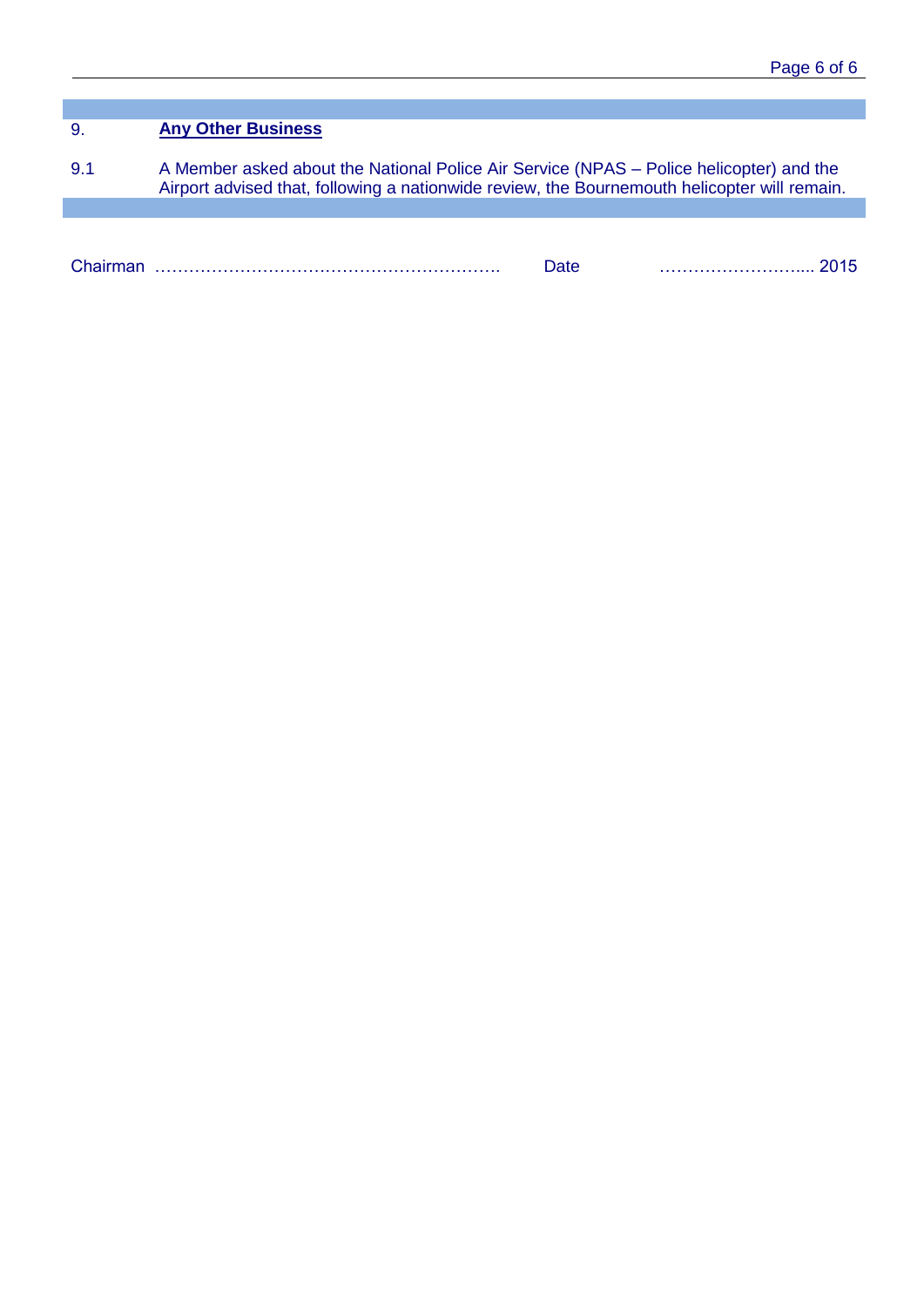## 9. **Any Other Business**

9.1 A Member asked about the National Police Air Service (NPAS – Police helicopter) and the Airport advised that, following a nationwide review, the Bournemouth helicopter will remain.

Chairman …………………………………………………. Date …………………….... 2015